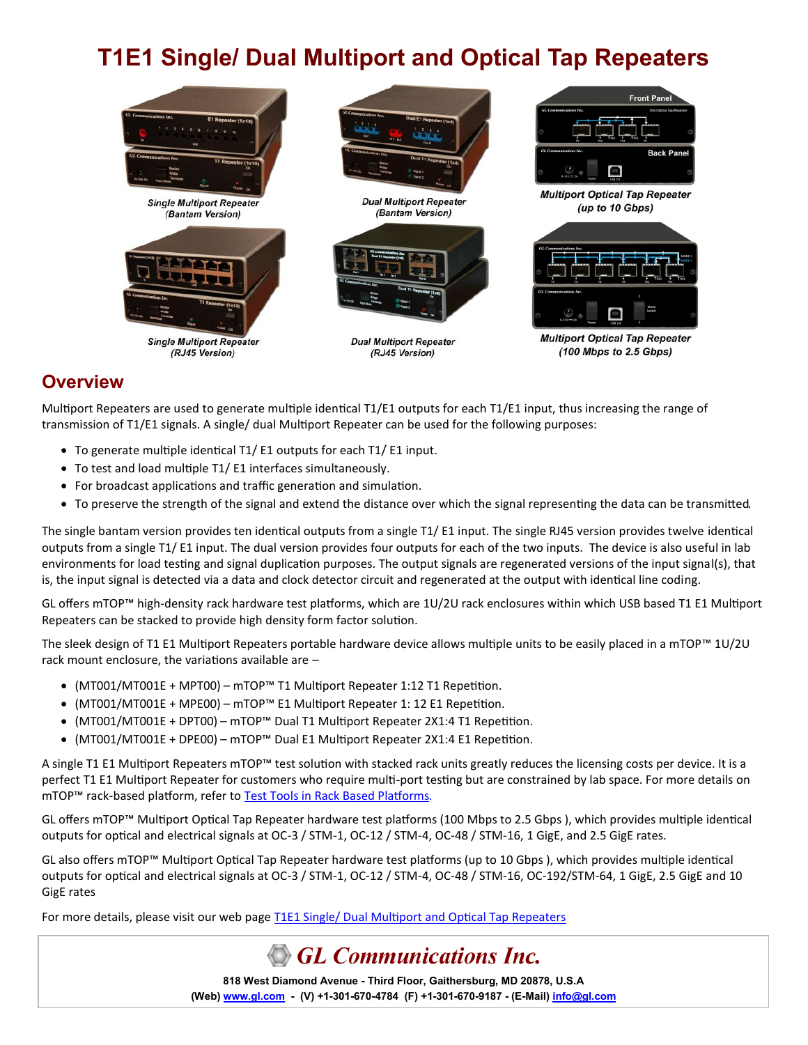# T1E1 Single/ Dual Multiport and Optical Tap Repeaters

*Single Multiport Repeater (Bantam Version)*

*Dual Multiport Repeater (Bantam Version)*

*Multiport Optical Tap Repeater (up to 10 Gbps)*

*Single Multiport Repeater (RJ45 Version)*

*Dual Multiport Repeater (RJ45 Version)*

*Multiport Optical Tap Repeater (100 Mbps to 2.5 Gbps)*

## Overview

Multiport Repeaters are used to generate multiple identical T1/E1 outputs for each T1/E1 input, thus increasing the range of transmission of T1/E1 signals. A single/ dual Multiport Repeater can be used for the following purposes:

- To generate multiple identical T1/ E1 outputs for each T1/ E1 input.
- To test and load multiple T1/ E1 interfaces simultaneously.
- For broadcast applications and traffic generation and simulation.
- To preserve the strength of the signal and extend the distance over which the signal representing the data can be transmitted.

The single bantam version provides ten identical outputs from a single T1/ E1 input. The single RJ45 version provides twelve identical outputs from a single T1/ E1 input. The dual version provides four outputs for each of the two inputs. The device is also useful in lab environments for load testing and signal duplication purposes. The output signals are regenerated versions of the input signal(s), that is, the input signal is detected via a data and clock detector circuit and regenerated at the output with identical line coding.

GL offers mTOP™ high-density rack hardware test platforms, which are 1U/2U rack enclosures within which USB based T1 E1 Multiport Repeaters can be stacked to provide high density form factor solution.

The sleek design of T1 E1 Multiport Repeaters portable hardware device allows multiple units to be easily placed in a mTOP™ 1U/2U rack mount enclosure, the variations available are –

- (MT001/MT001E + MPT00) – mTOP™ T1 Multiport Repeater 1:12 T1 Repetition.
- (MT001/MT001E + MPE00) – mTOP™ E1 Multiport Repeater 1: 12 E1 Repetition.
- (MT001/MT001E + DPT00) – mTOP™ Dual T1 Multiport Repeater 2X1:4 T1 Repetition.
- (MT001/MT001E + DPE00) – mTOP™ Dual E1 Multiport Repeater 2X1:4 E1 Repetition.

A single T1 E1 Multiport Repeaters mTOP™ test solution with stacked rack units greatly reduces the licensing costs per device. It is a perfect T1 E1 Multiport Repeater for customers who require multi-port testing but are constrained by lab space. For more details on mTOP™ rack-based platform, refer to [Test Tools in Rack Based Platforms](#).

GL offers mTOP™ Multiport Optical Tap Repeater hardware test platforms (100 Mbps to 2.5 Gbps ), which provides multiple identical outputs for optical and electrical signals at OC-3 / STM-1, OC-12 / STM-4, OC-48 / STM-16, 1 GigE, and 2.5 GigE rates.

GL also offers mTOP™ Multiport Optical Tap Repeater hardware test platforms (up to 10 Gbps ), which provides multiple identical outputs for optical and electrical signals at OC-3 / STM-1, OC-12 / STM-4, OC-48 / STM-16, OC-192/STM-64, 1 GigE, 2.5 GigE and 10 GigE rates

For more details, please visit our web page [T1E1 Single/ Dual Multiport and Optical Tap Repeaters](#)

**GL Communications Inc.**

**818 West Diamond Avenue - Third Floor, Gaithersburg, MD 20878, U.S.A**

**(Web) www.gl.com - (V) +1-301-670-4784 (F) +1-301-670-9187 - (E-Mail) info@gl.com**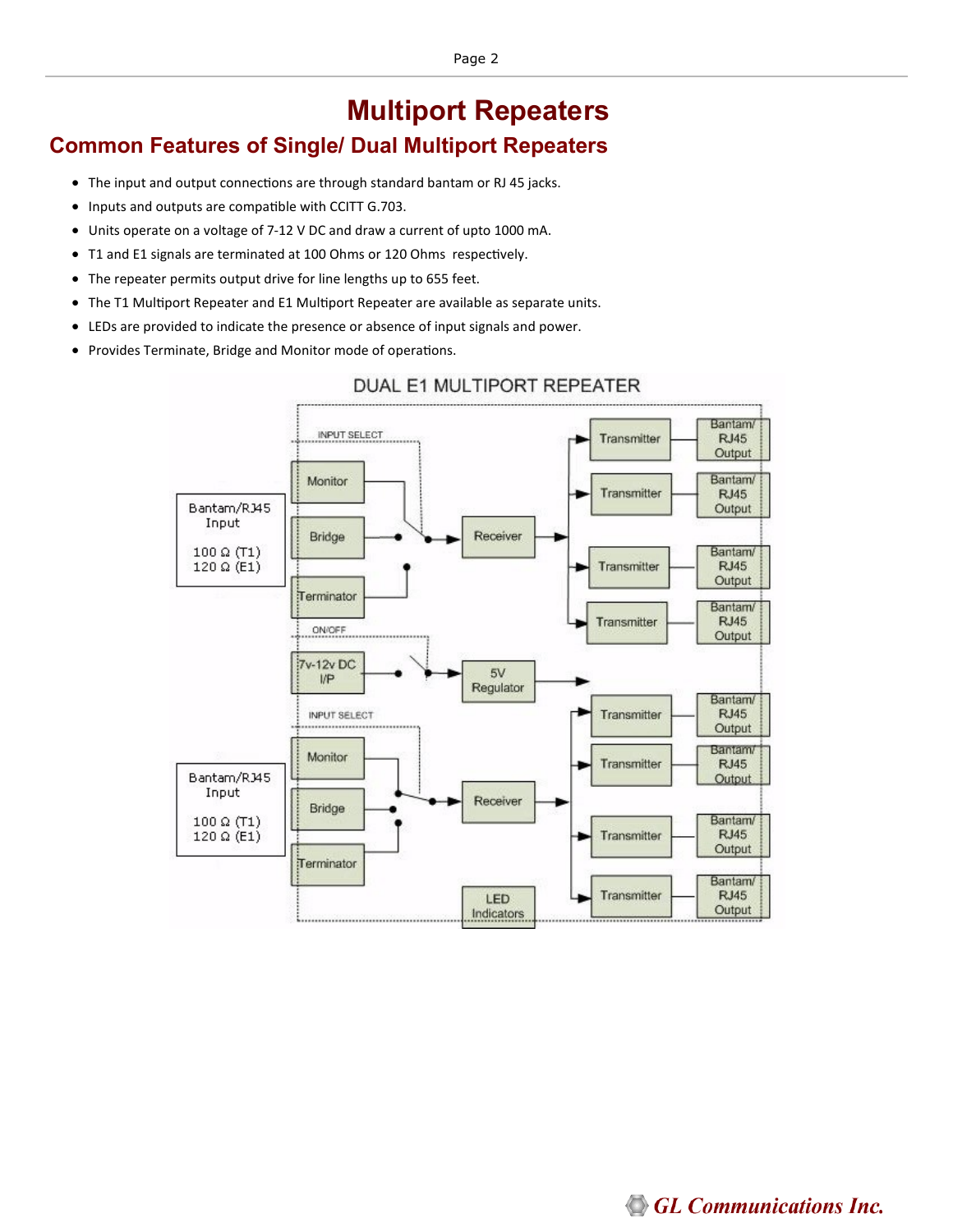# Multiport Repeaters

## Common Features of Single/ Dual Multiport Repeaters

- The input and output connections are through standard bantam or RJ 45 jacks.
- Inputs and outputs are compatible with CCITT G.703.
- Units operate on a voltage of 7-12 V DC and draw a current of upto 1000 mA.
- T1 and E1 signals are terminated at 100 Ohms or 120 Ohms respectively.
- The repeater permits output drive for line lengths up to 655 feet.
- The T1 Multiport Repeater and E1 Multiport Repeater are available as separate units.
- LEDs are provided to indicate the presence or absence of input signals and power.
- Provides Terminate, Bridge and Monitor mode of operations.

DUAL E1 MULTIPORT REPEATER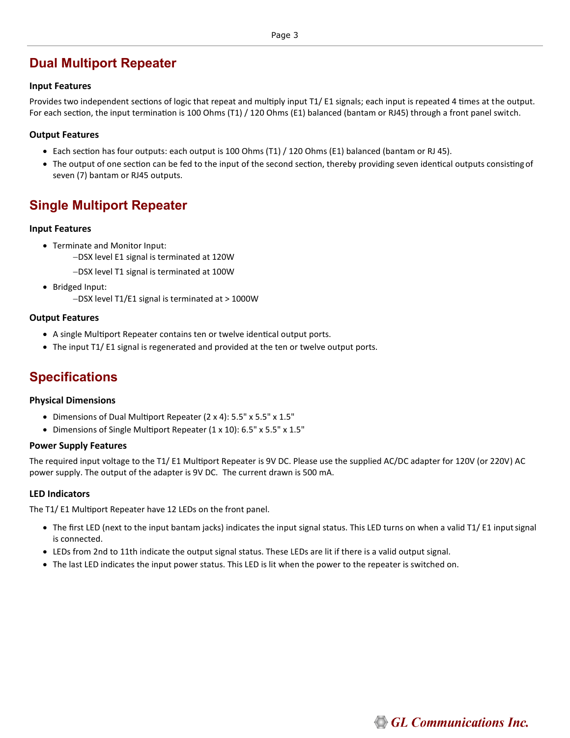## Dual Multiport Repeater

### Input Features

Provides two independent sections of logic that repeat and multiply input T1/ E1 signals; each input is repeated 4 times at the output. For each section, the input termination is 100 Ohms (T1) / 120 Ohms (E1) balanced (bantam or RJ45) through a front panel switch.

### Output Features

- Each section has four outputs: each output is 100 Ohms (T1) / 120 Ohms (E1) balanced (bantam or RJ 45).
- The output of one section can be fed to the input of the second section, thereby providing seven identical outputs consisting of seven (7) bantam or RJ45 outputs.

## Single Multiport Repeater

### Input Features

- Terminate and Monitor Input:
  - –DSX level E1 signal is terminated at 120W
  - –DSX level T1 signal is terminated at 100W
- Bridged Input:
  - –DSX level T1/E1 signal is terminated at > 1000W

### Output Features

- A single Multiport Repeater contains ten or twelve identical output ports.
- The input T1/ E1 signal is regenerated and provided at the ten or twelve output ports.

## Specifications

### Physical Dimensions

- Dimensions of Dual Multiport Repeater (2 x 4): 5.5" x 5.5" x 1.5"
- Dimensions of Single Multiport Repeater (1 x 10): 6.5" x 5.5" x 1.5"

### Power Supply Features

The required input voltage to the T1/ E1 Multiport Repeater is 9V DC. Please use the supplied AC/DC adapter for 120V (or 220V) AC power supply. The output of the adapter is 9V DC. The current drawn is 500 mA.

### LED Indicators

The T1/ E1 Multiport Repeater have 12 LEDs on the front panel.

- The first LED (next to the input bantam jacks) indicates the input signal status. This LED turns on when a valid T1/ E1 input signal is connected.
- LEDs from 2nd to 11th indicate the output signal status. These LEDs are lit if there is a valid output signal.
- The last LED indicates the input power status. This LED is lit when the power to the repeater is switched on.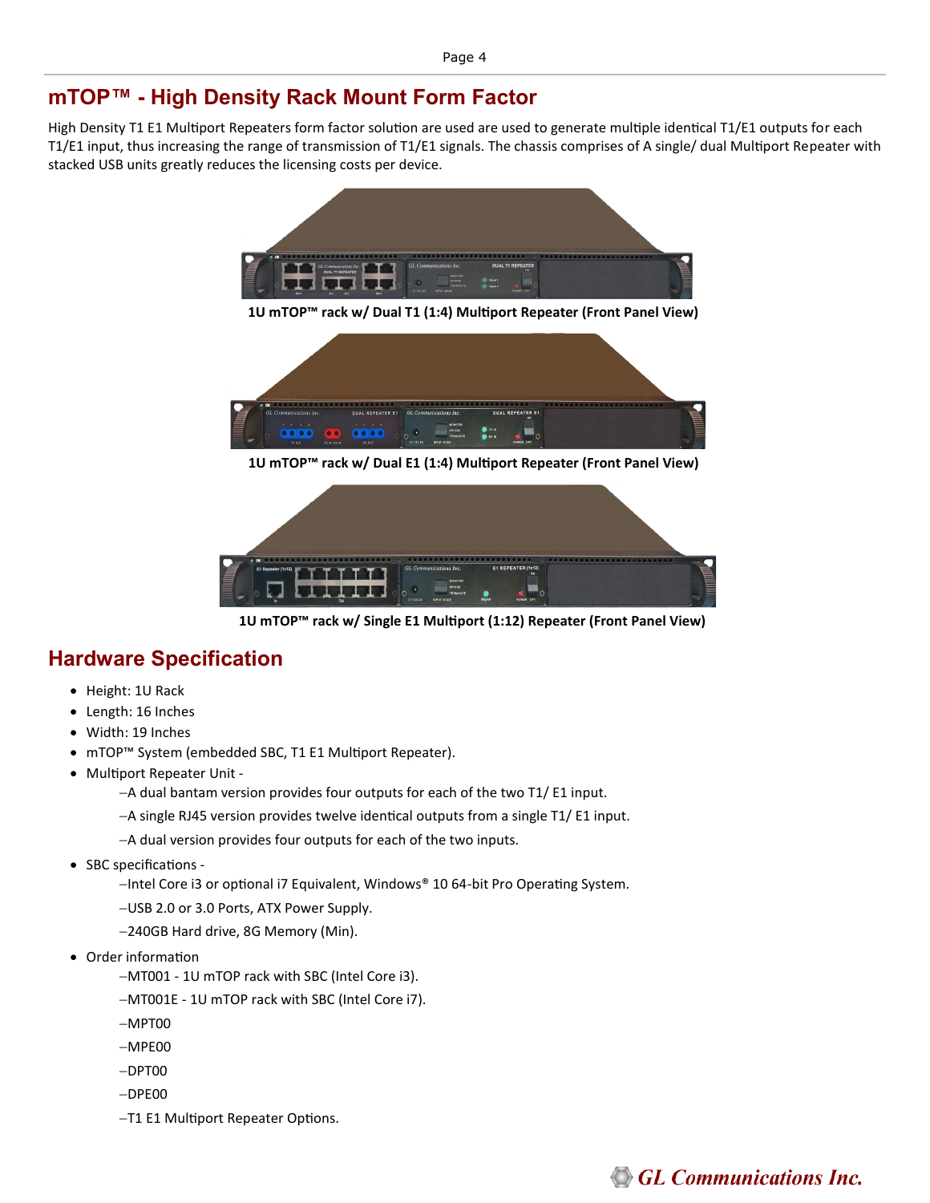## mTOP™ - High Density Rack Mount Form Factor

High Density T1 E1 Multiport Repeaters form factor solution are used are used to generate multiple identical T1/E1 outputs for each T1/E1 input, thus increasing the range of transmission of T1/E1 signals. The chassis comprises of A single/ dual Multiport Repeater with stacked USB units greatly reduces the licensing costs per device.

**1U mTOP™ rack w/ Dual T1 (1:4) Multiport Repeater (Front Panel View)**

**1U mTOP™ rack w/ Dual E1 (1:4) Multiport Repeater (Front Panel View)**

**1U mTOP™ rack w/ Single E1 Multiport (1:12) Repeater (Front Panel View)**

## Hardware Specification

- Height: 1U Rack
- Length: 16 Inches
- Width: 19 Inches
- mTOP™ System (embedded SBC, T1 E1 Multiport Repeater).
- Multiport Repeater Unit -
  - –A dual bantam version provides four outputs for each of the two T1/ E1 input.
  - –A single RJ45 version provides twelve identical outputs from a single T1/ E1 input.
  - –A dual version provides four outputs for each of the two inputs.
- SBC specifications -
  - –Intel Core i3 or optional i7 Equivalent, Windows® 10 64-bit Pro Operating System.
  - –USB 2.0 or 3.0 Ports, ATX Power Supply.
  - –240GB Hard drive, 8G Memory (Min).
- Order information
  - –MT001 - 1U mTOP rack with SBC (Intel Core i3).
  - –MT001E - 1U mTOP rack with SBC (Intel Core i7).
  - –MPT00
  - –MPE00
  - –DPT00
  - –DPE00
  - –T1 E1 Multiport Repeater Options.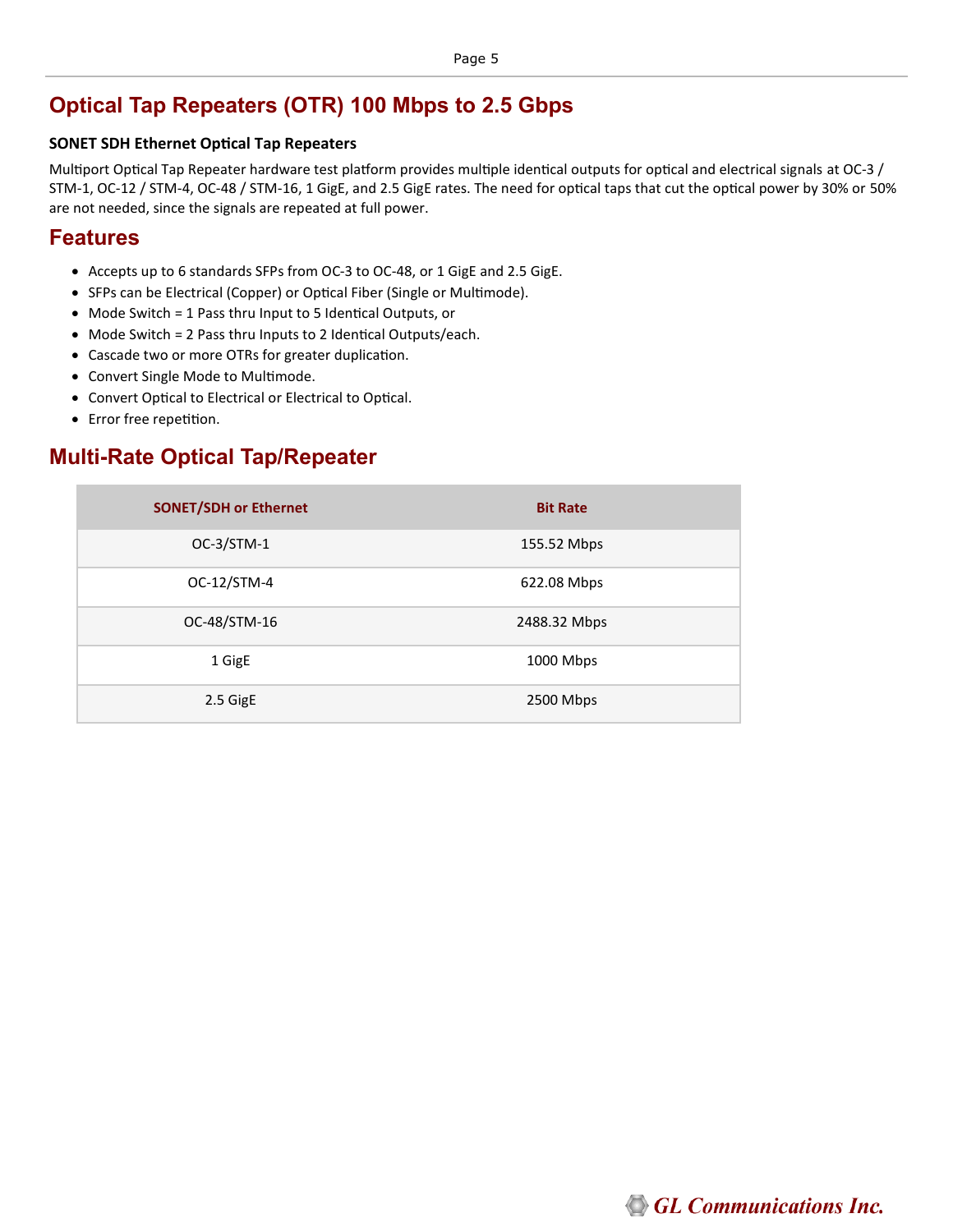# Optical Tap Repeaters (OTR) 100 Mbps to 2.5 Gbps

**SONET SDH Ethernet Optical Tap Repeaters**

Multiport Optical Tap Repeater hardware test platform provides multiple identical outputs for optical and electrical signals at OC-3 / STM-1, OC-12 / STM-4, OC-48 / STM-16, 1 GigE, and 2.5 GigE rates. The need for optical taps that cut the optical power by 30% or 50% are not needed, since the signals are repeated at full power.

## Features

- Accepts up to 6 standards SFPs from OC-3 to OC-48, or 1 GigE and 2.5 GigE.
- SFPs can be Electrical (Copper) or Optical Fiber (Single or Multimode).
- Mode Switch = 1 Pass thru Input to 5 Identical Outputs, or
- Mode Switch = 2 Pass thru Inputs to 2 Identical Outputs/each.
- Cascade two or more OTRs for greater duplication.
- Convert Single Mode to Multimode.
- Convert Optical to Electrical or Electrical to Optical.
- Error free repetition.

## Multi-Rate Optical Tap/Repeater

| SONET/SDH or Ethernet | Bit Rate |
|---|---|
| OC-3/STM-1 | 155.52 Mbps |
| OC-12/STM-4 | 622.08 Mbps |
| OC-48/STM-16 | 2488.32 Mbps |
| 1 GigE | 1000 Mbps |
| 2.5 GigE | 2500 Mbps |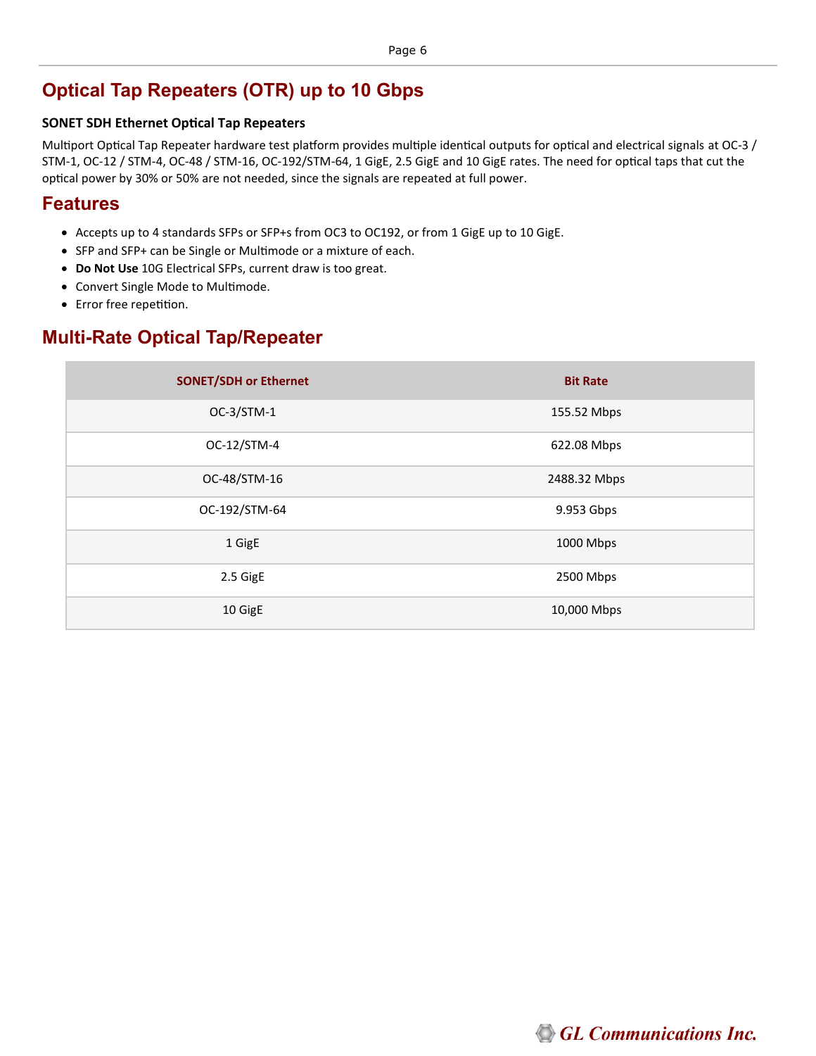# Optical Tap Repeaters (OTR) up to 10 Gbps

**SONET SDH Ethernet Optical Tap Repeaters**

Multiport Optical Tap Repeater hardware test platform provides multiple identical outputs for optical and electrical signals at OC-3 / STM-1, OC-12 / STM-4, OC-48 / STM-16, OC-192/STM-64, 1 GigE, 2.5 GigE and 10 GigE rates. The need for optical taps that cut the optical power by 30% or 50% are not needed, since the signals are repeated at full power.

## Features

- Accepts up to 4 standards SFPs or SFP+s from OC3 to OC192, or from 1 GigE up to 10 GigE.
- SFP and SFP+ can be Single or Multimode or a mixture of each.
- **Do Not Use** 10G Electrical SFPs, current draw is too great.
- Convert Single Mode to Multimode.
- Error free repetition.

## Multi-Rate Optical Tap/Repeater

| SONET/SDH or Ethernet | Bit Rate |
|---|---|
| OC-3/STM-1 | 155.52 Mbps |
| OC-12/STM-4 | 622.08 Mbps |
| OC-48/STM-16 | 2488.32 Mbps |
| OC-192/STM-64 | 9.953 Gbps |
| 1 GigE | 1000 Mbps |
| 2.5 GigE | 2500 Mbps |
| 10 GigE | 10,000 Mbps |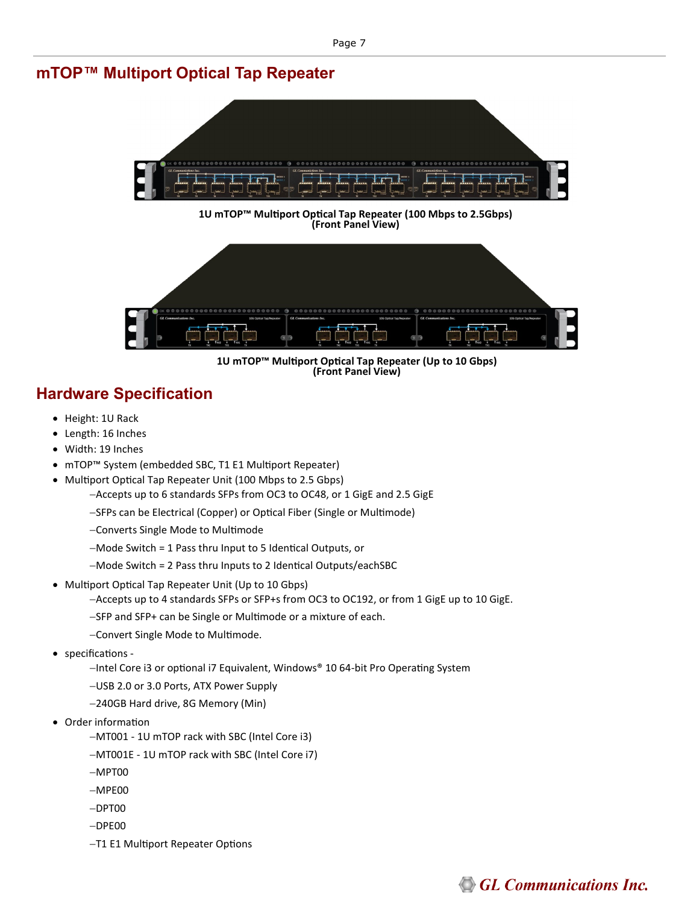## mTOP™ Multiport Optical Tap Repeater

**1U mTOP™ Multiport Optical Tap Repeater (100 Mbps to 2.5Gbps) (Front Panel View)**

**1U mTOP™ Multiport Optical Tap Repeater (Up to 10 Gbps) (Front Panel View)**

## Hardware Specification

- Height: 1U Rack
- Length: 16 Inches
- Width: 19 Inches
- mTOP™ System (embedded SBC, T1 E1 Multiport Repeater)
- Multiport Optical Tap Repeater Unit (100 Mbps to 2.5 Gbps)
  - –Accepts up to 6 standards SFPs from OC3 to OC48, or 1 GigE and 2.5 GigE
  - –SFPs can be Electrical (Copper) or Optical Fiber (Single or Multimode)
  - –Converts Single Mode to Multimode
  - –Mode Switch = 1 Pass thru Input to 5 Identical Outputs, or
  - –Mode Switch = 2 Pass thru Inputs to 2 Identical Outputs/eachSBC
- Multiport Optical Tap Repeater Unit (Up to 10 Gbps)
  - –Accepts up to 4 standards SFPs or SFP+s from OC3 to OC192, or from 1 GigE up to 10 GigE.
  - –SFP and SFP+ can be Single or Multimode or a mixture of each.
  - –Convert Single Mode to Multimode.
- specifications -
  - –Intel Core i3 or optional i7 Equivalent, Windows® 10 64-bit Pro Operating System
  - –USB 2.0 or 3.0 Ports, ATX Power Supply
  - –240GB Hard drive, 8G Memory (Min)
- Order information
  - –MT001 - 1U mTOP rack with SBC (Intel Core i3)
  - –MT001E - 1U mTOP rack with SBC (Intel Core i7)
  - –MPT00
  - –MPE00
  - –DPT00
  - –DPE00
  - –T1 E1 Multiport Repeater Options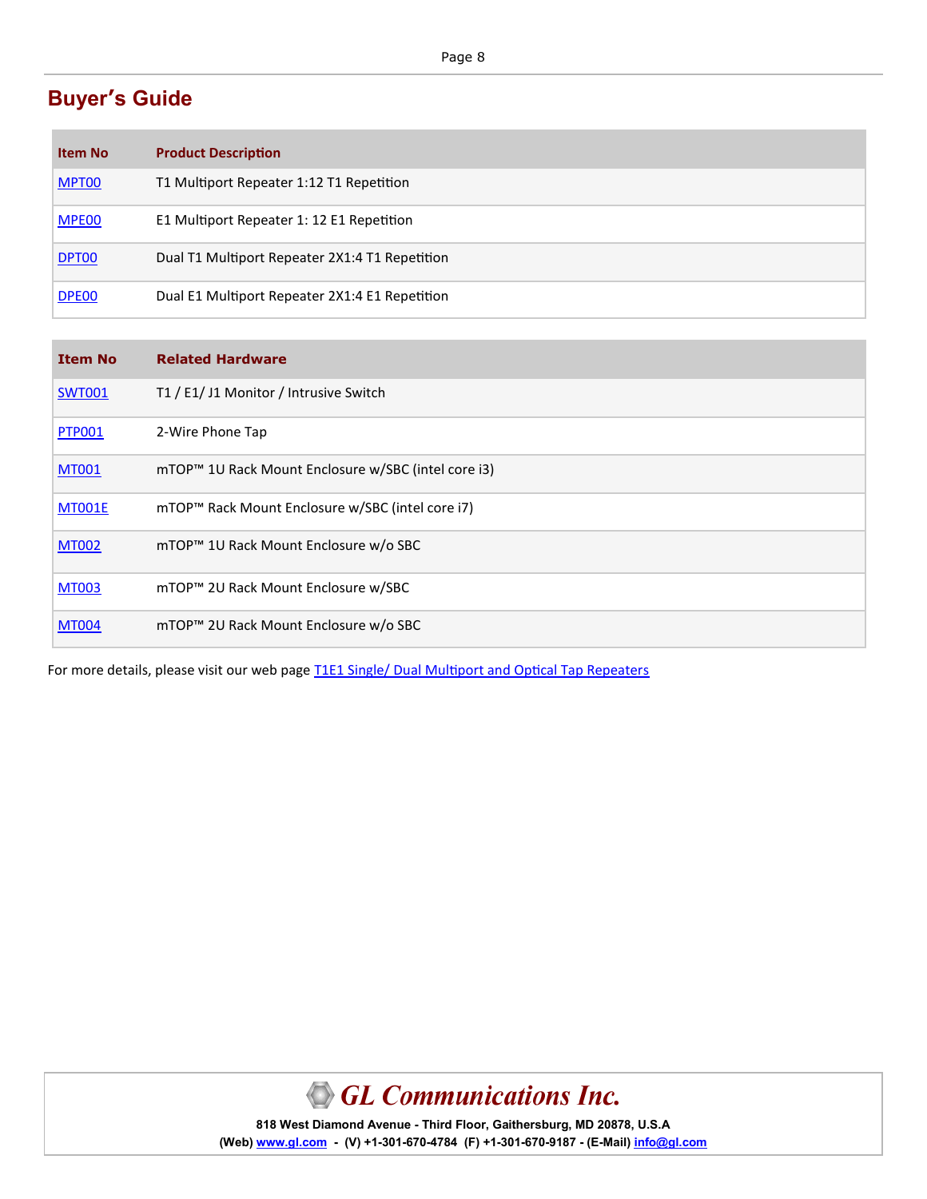## Buyer's Guide

| Item No | Product Description |
|---|---|
| MPT00 | T1 Multiport Repeater 1:12 T1 Repetition |
| MPE00 | E1 Multiport Repeater 1: 12 E1 Repetition |
| DPT00 | Dual T1 Multiport Repeater 2X1:4 T1 Repetition |
| DPE00 | Dual E1 Multiport Repeater 2X1:4 E1 Repetition |

| Item No | Related Hardware |
|---|---|
| SWT001 | T1 / E1/ J1 Monitor / Intrusive Switch |
| PTP001 | 2-Wire Phone Tap |
| MT001 | mTOP™ 1U Rack Mount Enclosure w/SBC (intel core i3) |
| MT001E | mTOP™ Rack Mount Enclosure w/SBC (intel core i7) |
| MT002 | mTOP™ 1U Rack Mount Enclosure w/o SBC |
| MT003 | mTOP™ 2U Rack Mount Enclosure w/SBC |
| MT004 | mTOP™ 2U Rack Mount Enclosure w/o SBC |

For more details, please visit our web page T1E1 Single/ Dual Multiport and Optical Tap Repeaters

**GL Communications Inc.**

**818 West Diamond Avenue - Third Floor, Gaithersburg, MD 20878, U.S.A**

**(Web) www.gl.com - (V) +1-301-670-4784 (F) +1-301-670-9187 - (E-Mail) info@gl.com**